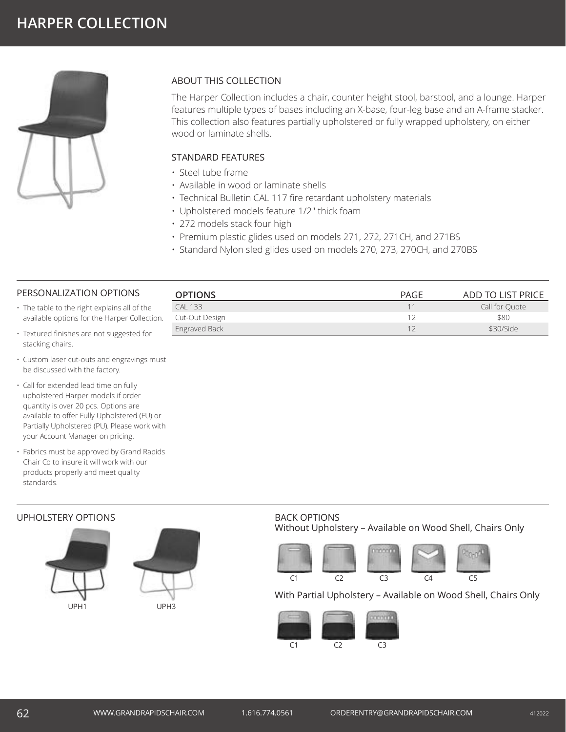# HARPER COLLECTION

## ABOUT THIS COLLECTION

The Harper Collection includes a chair, counter height stool, barstool, and a lounge. Harper features multiple types of bases including an X-base, four-leg base and an A-frame stacker. This collection also features partially upholstered or fully wrapped upholstery, on either wood or laminate shells.

## STANDARD FEATURES

- Steel tube frame
- Available in wood or laminate shells
- Technical Bulletin CAL 117 fire retardant upholstery materials
- Upholstered models feature 1/2" thick foam
- 272 models stack four high
- Premium plastic glides used on models 271, 272, 271CH, and 271BS
- Standard Nylon sled glides used on models 270, 273, 270CH, and 270BS

## PERSONALIZATION OPTIONS

- The table to the right explains all of the available options for the Harper Collection.
- Textured finishes are not suggested for stacking chairs.
- Custom laser cut-outs and engravings must be discussed with the factory.
- Call for extended lead time on fully upholstered Harper models if order quantity is over 20 pcs. Options are available to offer Fully Upholstered (FU) or Partially Upholstered (PU). Please work with your Account Manager on pricing.
- Fabrics must be approved by Grand Rapids Chair Co to insure it will work with our products properly and meet quality standards.

| OPTIONS | PAGE | ADD TO LIST PRICE |
|---|---|---|
| CAL 133 | 11 | Call for Quote |
| Cut-Out Design | 12 | $80 |
| Engraved Back | 12 | $30/Side |

## UPHOLSTERY OPTIONS

UPH1

UPH3

## BACK OPTIONS

Without Upholstery – Available on Wood Shell, Chairs Only

C1 C2 C3 C4 C5

With Partial Upholstery – Available on Wood Shell, Chairs Only

C1 C2 C3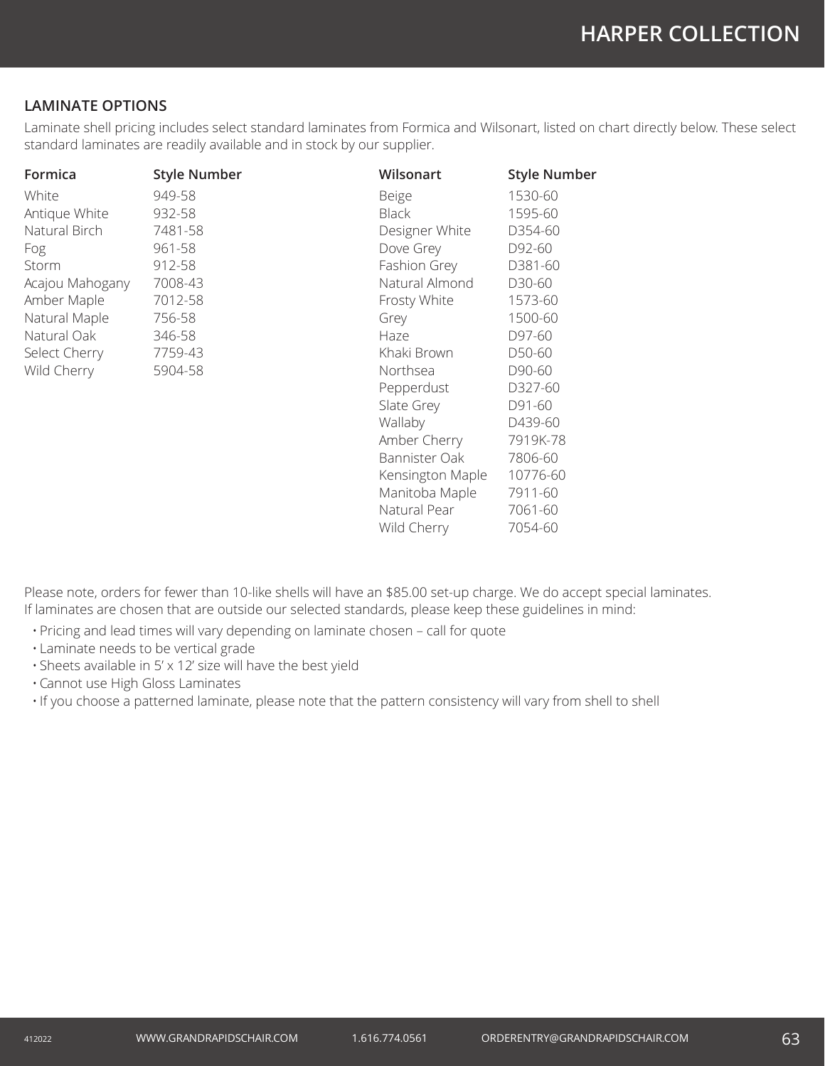## LAMINATE OPTIONS

Laminate shell pricing includes select standard laminates from Formica and Wilsonart, listed on chart directly below. These select standard laminates are readily available and in stock by our supplier.

| Formica | Style Number |
|---|---|
| White | 949-58 |
| Antique White | 932-58 |
| Natural Birch | 7481-58 |
| Fog | 961-58 |
| Storm | 912-58 |
| Acajou Mahogany | 7008-43 |
| Amber Maple | 7012-58 |
| Natural Maple | 756-58 |
| Natural Oak | 346-58 |
| Select Cherry | 7759-43 |
| Wild Cherry | 5904-58 |

| Wilsonart | Style Number |
|---|---|
| Beige | 1530-60 |
| Black | 1595-60 |
| Designer White | D354-60 |
| Dove Grey | D92-60 |
| Fashion Grey | D381-60 |
| Natural Almond | D30-60 |
| Frosty White | 1573-60 |
| Grey | 1500-60 |
| Haze | D97-60 |
| Khaki Brown | D50-60 |
| Northsea | D90-60 |
| Pepperdust | D327-60 |
| Slate Grey | D91-60 |
| Wallaby | D439-60 |
| Amber Cherry | 7919K-78 |
| Bannister Oak | 7806-60 |
| Kensington Maple | 10776-60 |
| Manitoba Maple | 7911-60 |
| Natural Pear | 7061-60 |
| Wild Cherry | 7054-60 |

Please note, orders for fewer than 10-like shells will have an $85.00 set-up charge. We do accept special laminates. If laminates are chosen that are outside our selected standards, please keep these guidelines in mind:

- Pricing and lead times will vary depending on laminate chosen – call for quote
- Laminate needs to be vertical grade
- Sheets available in 5' x 12' size will have the best yield
- Cannot use High Gloss Laminates
- If you choose a patterned laminate, please note that the pattern consistency will vary from shell to shell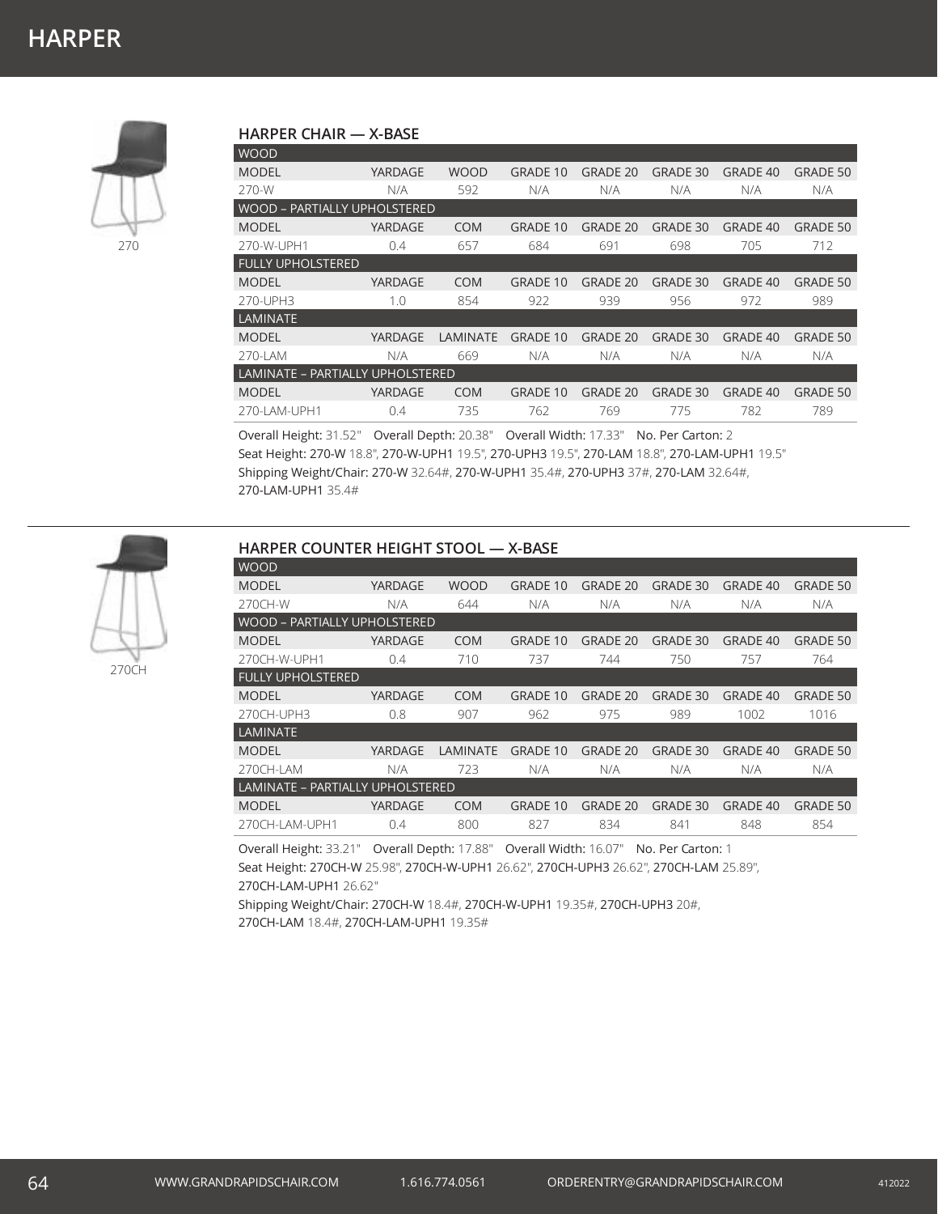# HARPER

270

## HARPER CHAIR — X-BASE

| WOOD | | | | | | | |
|---|---|---|---|---|---|---|---|
| MODEL | YARDAGE | WOOD | GRADE 10 | GRADE 20 | GRADE 30 | GRADE 40 | GRADE 50 |
| 270-W | N/A | 592 | N/A | N/A | N/A | N/A | N/A |
| **WOOD – PARTIALLY UPHOLSTERED** | | | | | | | |
| MODEL | YARDAGE | COM | GRADE 10 | GRADE 20 | GRADE 30 | GRADE 40 | GRADE 50 |
| 270-W-UPH1 | 0.4 | 657 | 684 | 691 | 698 | 705 | 712 |
| **FULLY UPHOLSTERED** | | | | | | | |
| MODEL | YARDAGE | COM | GRADE 10 | GRADE 20 | GRADE 30 | GRADE 40 | GRADE 50 |
| 270-UPH3 | 1.0 | 854 | 922 | 939 | 956 | 972 | 989 |
| **LAMINATE** | | | | | | | |
| MODEL | YARDAGE | LAMINATE | GRADE 10 | GRADE 20 | GRADE 30 | GRADE 40 | GRADE 50 |
| 270-LAM | N/A | 669 | N/A | N/A | N/A | N/A | N/A |
| **LAMINATE – PARTIALLY UPHOLSTERED** | | | | | | | |
| MODEL | YARDAGE | COM | GRADE 10 | GRADE 20 | GRADE 30 | GRADE 40 | GRADE 50 |
| 270-LAM-UPH1 | 0.4 | 735 | 762 | 769 | 775 | 782 | 789 |

Overall Height: 31.52" Overall Depth: 20.38" Overall Width: 17.33" No. Per Carton: 2
Seat Height: 270-W 18.8", 270-W-UPH1 19.5", 270-UPH3 19.5", 270-LAM 18.8", 270-LAM-UPH1 19.5"
Shipping Weight/Chair: 270-W 32.64#, 270-W-UPH1 35.4#, 270-UPH3 37#, 270-LAM 32.64#, 270-LAM-UPH1 35.4#

270CH

## HARPER COUNTER HEIGHT STOOL — X-BASE

| WOOD | | | | | | | |
|---|---|---|---|---|---|---|---|
| MODEL | YARDAGE | WOOD | GRADE 10 | GRADE 20 | GRADE 30 | GRADE 40 | GRADE 50 |
| 270CH-W | N/A | 644 | N/A | N/A | N/A | N/A | N/A |
| **WOOD – PARTIALLY UPHOLSTERED** | | | | | | | |
| MODEL | YARDAGE | COM | GRADE 10 | GRADE 20 | GRADE 30 | GRADE 40 | GRADE 50 |
| 270CH-W-UPH1 | 0.4 | 710 | 737 | 744 | 750 | 757 | 764 |
| **FULLY UPHOLSTERED** | | | | | | | |
| MODEL | YARDAGE | COM | GRADE 10 | GRADE 20 | GRADE 30 | GRADE 40 | GRADE 50 |
| 270CH-UPH3 | 0.8 | 907 | 962 | 975 | 989 | 1002 | 1016 |
| **LAMINATE** | | | | | | | |
| MODEL | YARDAGE | LAMINATE | GRADE 10 | GRADE 20 | GRADE 30 | GRADE 40 | GRADE 50 |
| 270CH-LAM | N/A | 723 | N/A | N/A | N/A | N/A | N/A |
| **LAMINATE – PARTIALLY UPHOLSTERED** | | | | | | | |
| MODEL | YARDAGE | COM | GRADE 10 | GRADE 20 | GRADE 30 | GRADE 40 | GRADE 50 |
| 270CH-LAM-UPH1 | 0.4 | 800 | 827 | 834 | 841 | 848 | 854 |

Overall Height: 33.21" Overall Depth: 17.88" Overall Width: 16.07" No. Per Carton: 1
Seat Height: 270CH-W 25.98", 270CH-W-UPH1 26.62", 270CH-UPH3 26.62", 270CH-LAM 25.89", 270CH-LAM-UPH1 26.62"
Shipping Weight/Chair: 270CH-W 18.4#, 270CH-W-UPH1 19.35#, 270CH-UPH3 20#, 270CH-LAM 18.4#, 270CH-LAM-UPH1 19.35#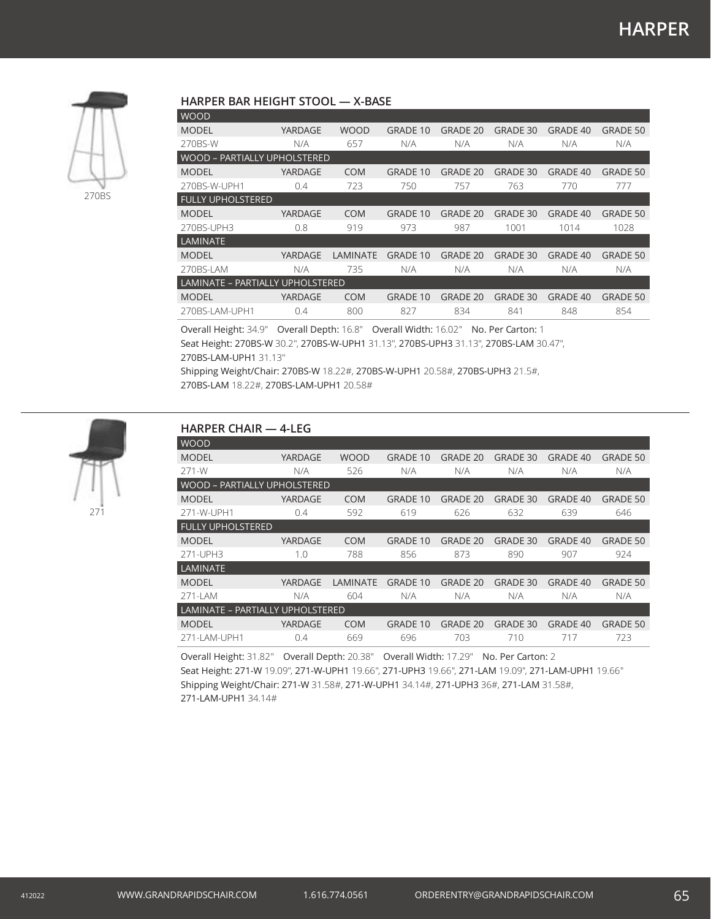## HARPER BAR HEIGHT STOOL — X-BASE

270BS

| WOOD | | | | | | | |
|---|---|---|---|---|---|---|---|
| MODEL | YARDAGE | WOOD | GRADE 10 | GRADE 20 | GRADE 30 | GRADE 40 | GRADE 50 |
| 270BS-W | N/A | 657 | N/A | N/A | N/A | N/A | N/A |
| **WOOD – PARTIALLY UPHOLSTERED** | | | | | | | |
| MODEL | YARDAGE | COM | GRADE 10 | GRADE 20 | GRADE 30 | GRADE 40 | GRADE 50 |
| 270BS-W-UPH1 | 0.4 | 723 | 750 | 757 | 763 | 770 | 777 |
| **FULLY UPHOLSTERED** | | | | | | | |
| MODEL | YARDAGE | COM | GRADE 10 | GRADE 20 | GRADE 30 | GRADE 40 | GRADE 50 |
| 270BS-UPH3 | 0.8 | 919 | 973 | 987 | 1001 | 1014 | 1028 |
| **LAMINATE** | | | | | | | |
| MODEL | YARDAGE | LAMINATE | GRADE 10 | GRADE 20 | GRADE 30 | GRADE 40 | GRADE 50 |
| 270BS-LAM | N/A | 735 | N/A | N/A | N/A | N/A | N/A |
| **LAMINATE – PARTIALLY UPHOLSTERED** | | | | | | | |
| MODEL | YARDAGE | COM | GRADE 10 | GRADE 20 | GRADE 30 | GRADE 40 | GRADE 50 |
| 270BS-LAM-UPH1 | 0.4 | 800 | 827 | 834 | 841 | 848 | 854 |

Overall Height: 34.9" Overall Depth: 16.8" Overall Width: 16.02" No. Per Carton: 1

Seat Height: 270BS-W 30.2", 270BS-W-UPH1 31.13", 270BS-UPH3 31.13", 270BS-LAM 30.47", 270BS-LAM-UPH1 31.13"

Shipping Weight/Chair: 270BS-W 18.22#, 270BS-W-UPH1 20.58#, 270BS-UPH3 21.5#, 270BS-LAM 18.22#, 270BS-LAM-UPH1 20.58#

## HARPER CHAIR — 4-LEG

271

| WOOD | | | | | | | |
|---|---|---|---|---|---|---|---|
| MODEL | YARDAGE | WOOD | GRADE 10 | GRADE 20 | GRADE 30 | GRADE 40 | GRADE 50 |
| 271-W | N/A | 526 | N/A | N/A | N/A | N/A | N/A |
| **WOOD – PARTIALLY UPHOLSTERED** | | | | | | | |
| MODEL | YARDAGE | COM | GRADE 10 | GRADE 20 | GRADE 30 | GRADE 40 | GRADE 50 |
| 271-W-UPH1 | 0.4 | 592 | 619 | 626 | 632 | 639 | 646 |
| **FULLY UPHOLSTERED** | | | | | | | |
| MODEL | YARDAGE | COM | GRADE 10 | GRADE 20 | GRADE 30 | GRADE 40 | GRADE 50 |
| 271-UPH3 | 1.0 | 788 | 856 | 873 | 890 | 907 | 924 |
| **LAMINATE** | | | | | | | |
| MODEL | YARDAGE | LAMINATE | GRADE 10 | GRADE 20 | GRADE 30 | GRADE 40 | GRADE 50 |
| 271-LAM | N/A | 604 | N/A | N/A | N/A | N/A | N/A |
| **LAMINATE – PARTIALLY UPHOLSTERED** | | | | | | | |
| MODEL | YARDAGE | COM | GRADE 10 | GRADE 20 | GRADE 30 | GRADE 40 | GRADE 50 |
| 271-LAM-UPH1 | 0.4 | 669 | 696 | 703 | 710 | 717 | 723 |

Overall Height: 31.82" Overall Depth: 20.38" Overall Width: 17.29" No. Per Carton: 2

Seat Height: 271-W 19.09", 271-W-UPH1 19.66", 271-UPH3 19.66", 271-LAM 19.09", 271-LAM-UPH1 19.66"

Shipping Weight/Chair: 271-W 31.58#, 271-W-UPH1 34.14#, 271-UPH3 36#, 271-LAM 31.58#, 271-LAM-UPH1 34.14#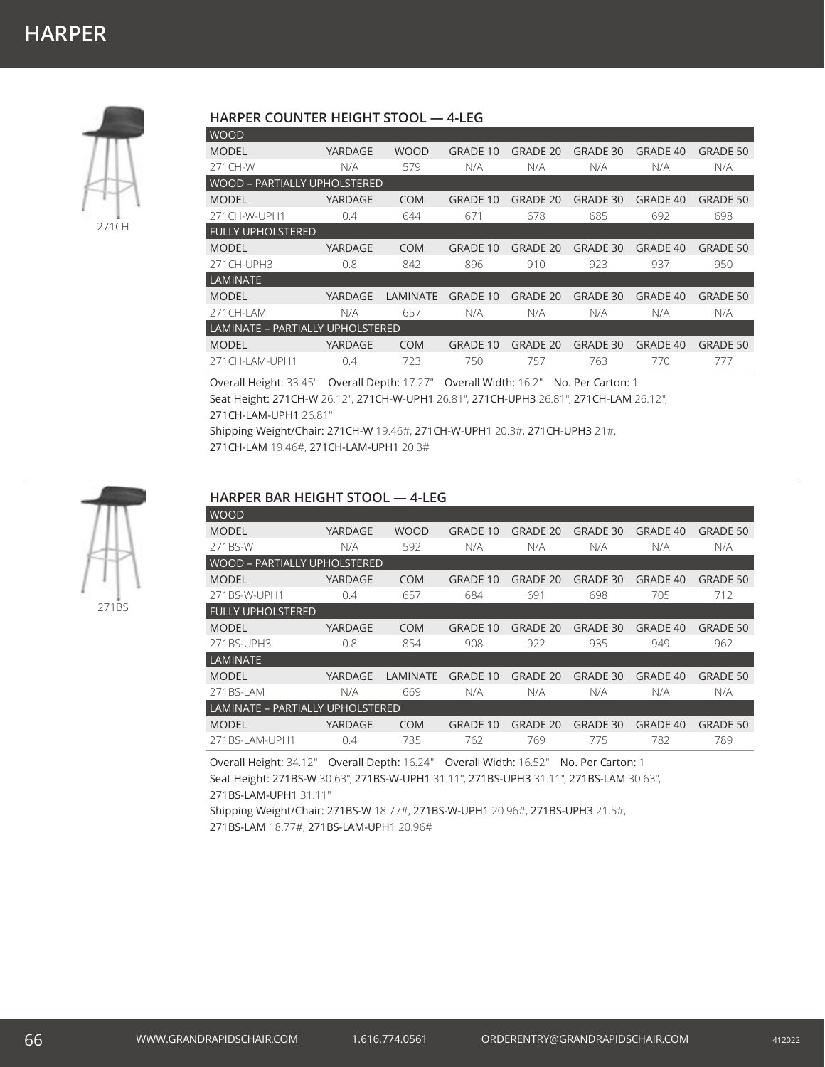# HARPER

271CH

## HARPER COUNTER HEIGHT STOOL — 4-LEG

| WOOD | | | | | | | |
|---|---|---|---|---|---|---|---|
| MODEL | YARDAGE | WOOD | GRADE 10 | GRADE 20 | GRADE 30 | GRADE 40 | GRADE 50 |
| 271CH-W | N/A | 579 | N/A | N/A | N/A | N/A | N/A |
| **WOOD – PARTIALLY UPHOLSTERED** | | | | | | | |
| MODEL | YARDAGE | COM | GRADE 10 | GRADE 20 | GRADE 30 | GRADE 40 | GRADE 50 |
| 271CH-W-UPH1 | 0.4 | 644 | 671 | 678 | 685 | 692 | 698 |
| **FULLY UPHOLSTERED** | | | | | | | |
| MODEL | YARDAGE | COM | GRADE 10 | GRADE 20 | GRADE 30 | GRADE 40 | GRADE 50 |
| 271CH-UPH3 | 0.8 | 842 | 896 | 910 | 923 | 937 | 950 |
| **LAMINATE** | | | | | | | |
| MODEL | YARDAGE | LAMINATE | GRADE 10 | GRADE 20 | GRADE 30 | GRADE 40 | GRADE 50 |
| 271CH-LAM | N/A | 657 | N/A | N/A | N/A | N/A | N/A |
| **LAMINATE – PARTIALLY UPHOLSTERED** | | | | | | | |
| MODEL | YARDAGE | COM | GRADE 10 | GRADE 20 | GRADE 30 | GRADE 40 | GRADE 50 |
| 271CH-LAM-UPH1 | 0.4 | 723 | 750 | 757 | 763 | 770 | 777 |

Overall Height: 33.45" Overall Depth: 17.27" Overall Width: 16.2" No. Per Carton: 1
Seat Height: 271CH-W 26.12", 271CH-W-UPH1 26.81", 271CH-UPH3 26.81", 271CH-LAM 26.12", 271CH-LAM-UPH1 26.81"
Shipping Weight/Chair: 271CH-W 19.46#, 271CH-W-UPH1 20.3#, 271CH-UPH3 21#, 271CH-LAM 19.46#, 271CH-LAM-UPH1 20.3#

271BS

## HARPER BAR HEIGHT STOOL — 4-LEG

| WOOD | | | | | | | |
|---|---|---|---|---|---|---|---|
| MODEL | YARDAGE | WOOD | GRADE 10 | GRADE 20 | GRADE 30 | GRADE 40 | GRADE 50 |
| 271BS-W | N/A | 592 | N/A | N/A | N/A | N/A | N/A |
| **WOOD – PARTIALLY UPHOLSTERED** | | | | | | | |
| MODEL | YARDAGE | COM | GRADE 10 | GRADE 20 | GRADE 30 | GRADE 40 | GRADE 50 |
| 271BS-W-UPH1 | 0.4 | 657 | 684 | 691 | 698 | 705 | 712 |
| **FULLY UPHOLSTERED** | | | | | | | |
| MODEL | YARDAGE | COM | GRADE 10 | GRADE 20 | GRADE 30 | GRADE 40 | GRADE 50 |
| 271BS-UPH3 | 0.8 | 854 | 908 | 922 | 935 | 949 | 962 |
| **LAMINATE** | | | | | | | |
| MODEL | YARDAGE | LAMINATE | GRADE 10 | GRADE 20 | GRADE 30 | GRADE 40 | GRADE 50 |
| 271BS-LAM | N/A | 669 | N/A | N/A | N/A | N/A | N/A |
| **LAMINATE – PARTIALLY UPHOLSTERED** | | | | | | | |
| MODEL | YARDAGE | COM | GRADE 10 | GRADE 20 | GRADE 30 | GRADE 40 | GRADE 50 |
| 271BS-LAM-UPH1 | 0.4 | 735 | 762 | 769 | 775 | 782 | 789 |

Overall Height: 34.12" Overall Depth: 16.24" Overall Width: 16.52" No. Per Carton: 1
Seat Height: 271BS-W 30.63", 271BS-W-UPH1 31.11", 271BS-UPH3 31.11", 271BS-LAM 30.63", 271BS-LAM-UPH1 31.11"
Shipping Weight/Chair: 271BS-W 18.77#, 271BS-W-UPH1 20.96#, 271BS-UPH3 21.5#, 271BS-LAM 18.77#, 271BS-LAM-UPH1 20.96#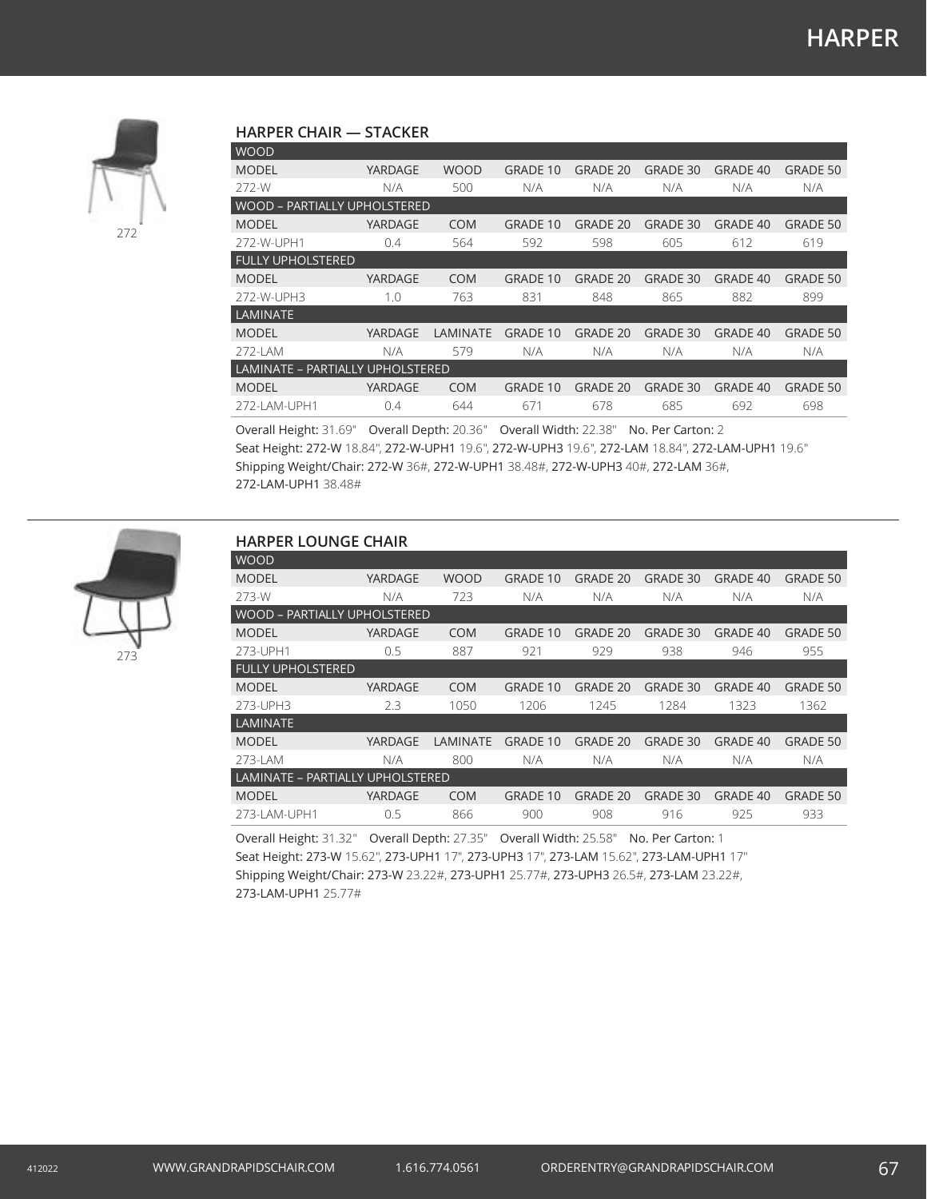# HARPER

272

## HARPER CHAIR — STACKER

| WOOD | | | | | | | |
|---|---|---|---|---|---|---|---|
| MODEL | YARDAGE | WOOD | GRADE 10 | GRADE 20 | GRADE 30 | GRADE 40 | GRADE 50 |
| 272-W | N/A | 500 | N/A | N/A | N/A | N/A | N/A |
| **WOOD – PARTIALLY UPHOLSTERED** | | | | | | | |
| MODEL | YARDAGE | COM | GRADE 10 | GRADE 20 | GRADE 30 | GRADE 40 | GRADE 50 |
| 272-W-UPH1 | 0.4 | 564 | 592 | 598 | 605 | 612 | 619 |
| **FULLY UPHOLSTERED** | | | | | | | |
| MODEL | YARDAGE | COM | GRADE 10 | GRADE 20 | GRADE 30 | GRADE 40 | GRADE 50 |
| 272-W-UPH3 | 1.0 | 763 | 831 | 848 | 865 | 882 | 899 |
| **LAMINATE** | | | | | | | |
| MODEL | YARDAGE | LAMINATE | GRADE 10 | GRADE 20 | GRADE 30 | GRADE 40 | GRADE 50 |
| 272-LAM | N/A | 579 | N/A | N/A | N/A | N/A | N/A |
| **LAMINATE – PARTIALLY UPHOLSTERED** | | | | | | | |
| MODEL | YARDAGE | COM | GRADE 10 | GRADE 20 | GRADE 30 | GRADE 40 | GRADE 50 |
| 272-LAM-UPH1 | 0.4 | 644 | 671 | 678 | 685 | 692 | 698 |

Overall Height: 31.69" Overall Depth: 20.36" Overall Width: 22.38" No. Per Carton: 2
Seat Height: 272-W 18.84", 272-W-UPH1 19.6", 272-W-UPH3 19.6", 272-LAM 18.84", 272-LAM-UPH1 19.6"
Shipping Weight/Chair: 272-W 36#, 272-W-UPH1 38.48#, 272-W-UPH3 40#, 272-LAM 36#, 272-LAM-UPH1 38.48#

273

## HARPER LOUNGE CHAIR

| WOOD | | | | | | | |
|---|---|---|---|---|---|---|---|
| MODEL | YARDAGE | WOOD | GRADE 10 | GRADE 20 | GRADE 30 | GRADE 40 | GRADE 50 |
| 273-W | N/A | 723 | N/A | N/A | N/A | N/A | N/A |
| **WOOD – PARTIALLY UPHOLSTERED** | | | | | | | |
| MODEL | YARDAGE | COM | GRADE 10 | GRADE 20 | GRADE 30 | GRADE 40 | GRADE 50 |
| 273-UPH1 | 0.5 | 887 | 921 | 929 | 938 | 946 | 955 |
| **FULLY UPHOLSTERED** | | | | | | | |
| MODEL | YARDAGE | COM | GRADE 10 | GRADE 20 | GRADE 30 | GRADE 40 | GRADE 50 |
| 273-UPH3 | 2.3 | 1050 | 1206 | 1245 | 1284 | 1323 | 1362 |
| **LAMINATE** | | | | | | | |
| MODEL | YARDAGE | LAMINATE | GRADE 10 | GRADE 20 | GRADE 30 | GRADE 40 | GRADE 50 |
| 273-LAM | N/A | 800 | N/A | N/A | N/A | N/A | N/A |
| **LAMINATE – PARTIALLY UPHOLSTERED** | | | | | | | |
| MODEL | YARDAGE | COM | GRADE 10 | GRADE 20 | GRADE 30 | GRADE 40 | GRADE 50 |
| 273-LAM-UPH1 | 0.5 | 866 | 900 | 908 | 916 | 925 | 933 |

Overall Height: 31.32" Overall Depth: 27.35" Overall Width: 25.58" No. Per Carton: 1
Seat Height: 273-W 15.62", 273-UPH1 17", 273-UPH3 17", 273-LAM 15.62", 273-LAM-UPH1 17"
Shipping Weight/Chair: 273-W 23.22#, 273-UPH1 25.77#, 273-UPH3 26.5#, 273-LAM 23.22#, 273-LAM-UPH1 25.77#

412022 WWW.GRANDRAPIDSCHAIR.COM 1.616.774.0561 ORDERENTRY@GRANDRAPIDSCHAIR.COM